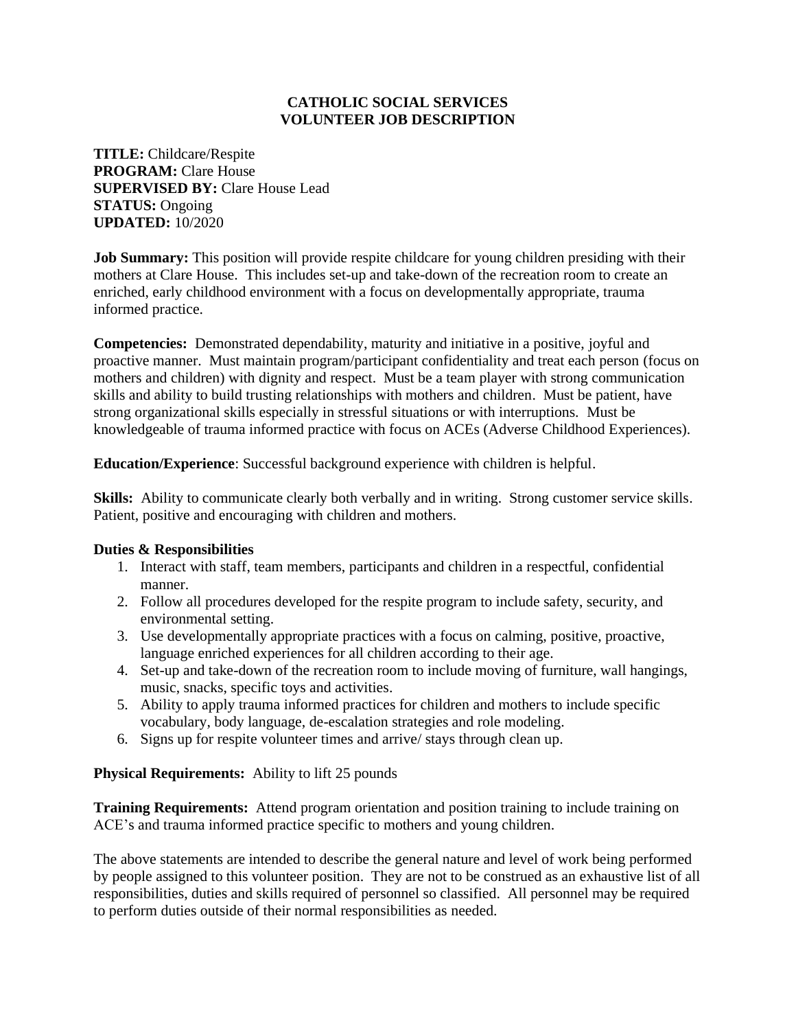# CATHOLIC SOCIAL SERVICES
# VOLUNTEER JOB DESCRIPTION

**TITLE:** Childcare/Respite
**PROGRAM:** Clare House
**SUPERVISED BY:** Clare House Lead
**STATUS:** Ongoing
**UPDATED:** 10/2020

**Job Summary:** This position will provide respite childcare for young children presiding with their mothers at Clare House. This includes set-up and take-down of the recreation room to create an enriched, early childhood environment with a focus on developmentally appropriate, trauma informed practice.

**Competencies:** Demonstrated dependability, maturity and initiative in a positive, joyful and proactive manner. Must maintain program/participant confidentiality and treat each person (focus on mothers and children) with dignity and respect. Must be a team player with strong communication skills and ability to build trusting relationships with mothers and children. Must be patient, have strong organizational skills especially in stressful situations or with interruptions. Must be knowledgeable of trauma informed practice with focus on ACEs (Adverse Childhood Experiences).

**Education/Experience**: Successful background experience with children is helpful.

**Skills:** Ability to communicate clearly both verbally and in writing. Strong customer service skills. Patient, positive and encouraging with children and mothers.

**Duties & Responsibilities**

1. Interact with staff, team members, participants and children in a respectful, confidential manner.
2. Follow all procedures developed for the respite program to include safety, security, and environmental setting.
3. Use developmentally appropriate practices with a focus on calming, positive, proactive, language enriched experiences for all children according to their age.
4. Set-up and take-down of the recreation room to include moving of furniture, wall hangings, music, snacks, specific toys and activities.
5. Ability to apply trauma informed practices for children and mothers to include specific vocabulary, body language, de-escalation strategies and role modeling.
6. Signs up for respite volunteer times and arrive/ stays through clean up.

**Physical Requirements:** Ability to lift 25 pounds

**Training Requirements:** Attend program orientation and position training to include training on ACE's and trauma informed practice specific to mothers and young children.

The above statements are intended to describe the general nature and level of work being performed by people assigned to this volunteer position. They are not to be construed as an exhaustive list of all responsibilities, duties and skills required of personnel so classified. All personnel may be required to perform duties outside of their normal responsibilities as needed.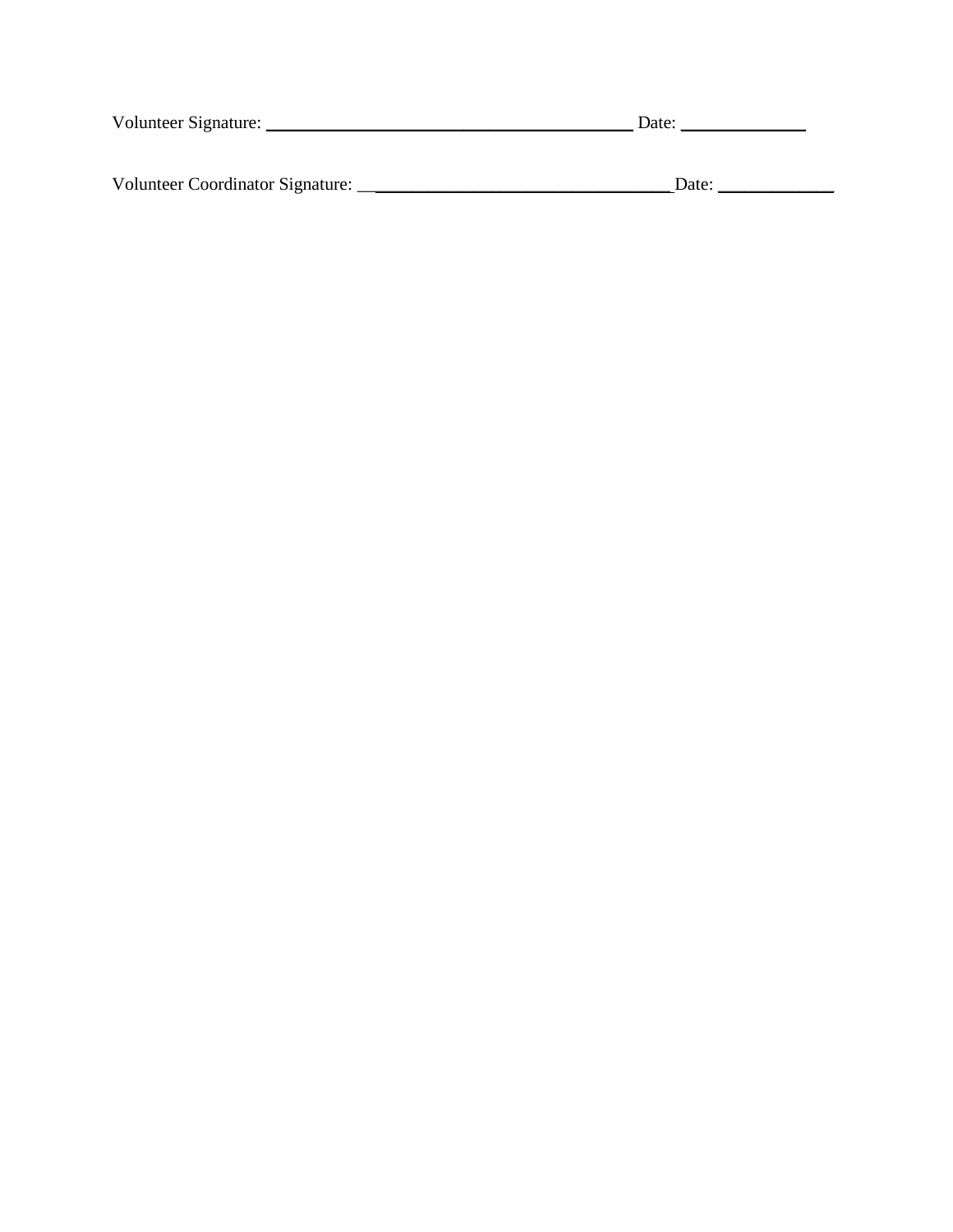Volunteer Signature: ________________________________________ Date: ______________

Volunteer Coordinator Signature: __________________________________Date: _____________